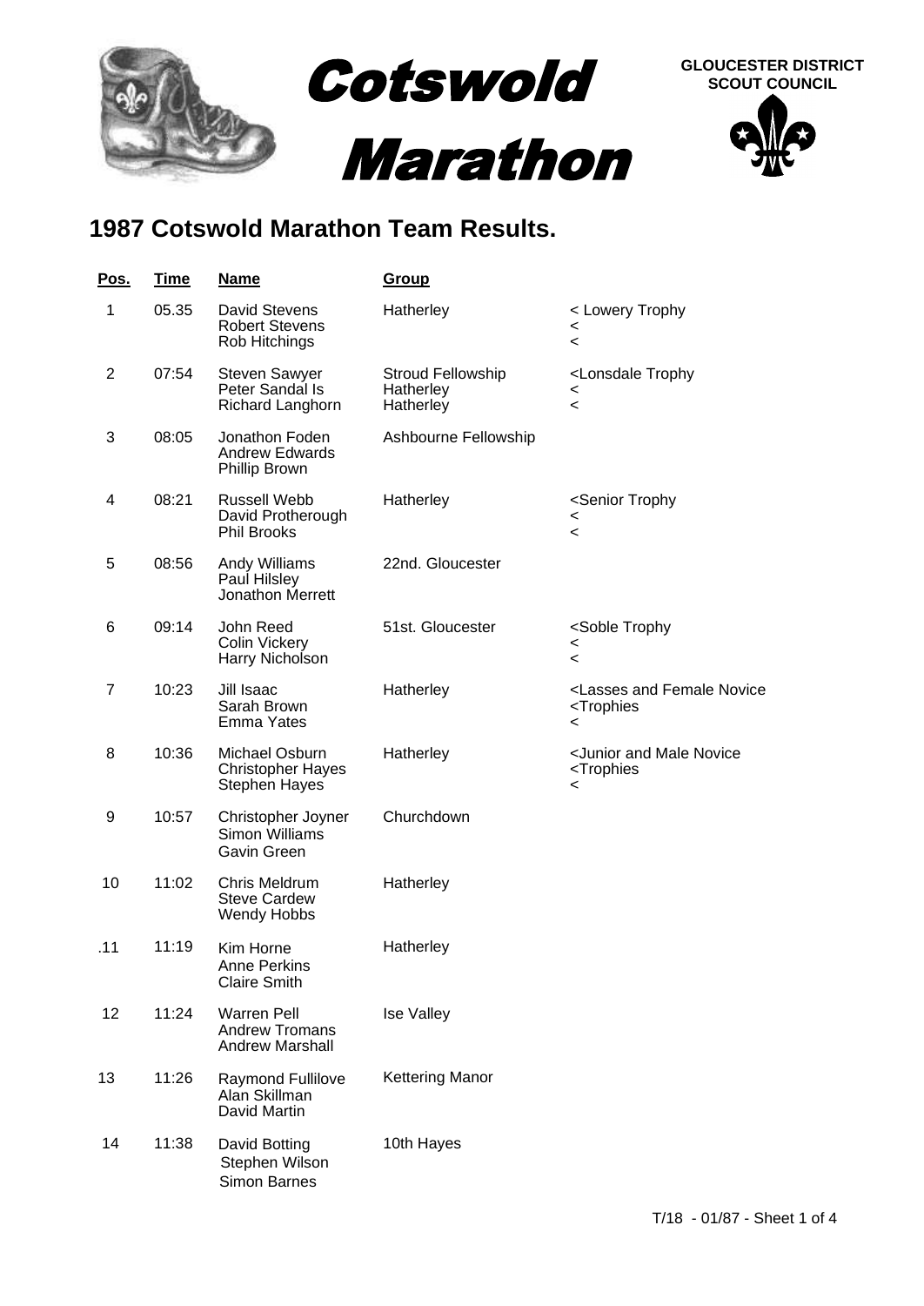# Cotswold Marathon

**GLOUCESTER DISTRICT SCOUT COUNCIL**

## 1987 Cotswold Marathon Team Results.

| Pos. | Time | Name | Group | |
|---|---|---|---|---|
| 1 | 05.35 | David Stevens<br>Robert Stevens<br>Rob Hitchings | Hatherley | < Lowery Trophy<br><<br>< |
| 2 | 07:54 | Steven Sawyer<br>Peter Sandal Is<br>Richard Langhorn | Stroud Fellowship<br>Hatherley<br>Hatherley | <Lonsdale Trophy<br><<br>< |
| 3 | 08:05 | Jonathon Foden<br>Andrew Edwards<br>Phillip Brown | Ashbourne Fellowship | |
| 4 | 08:21 | Russell Webb<br>David Protherough<br>Phil Brooks | Hatherley | <Senior Trophy<br><<br>< |
| 5 | 08:56 | Andy Williams<br>Paul Hilsley<br>Jonathon Merrett | 22nd. Gloucester | |
| 6 | 09:14 | John Reed<br>Colin Vickery<br>Harry Nicholson | 51st. Gloucester | <Soble Trophy<br><<br>< |
| 7 | 10:23 | Jill Isaac<br>Sarah Brown<br>Emma Yates | Hatherley | <Lasses and Female Novice<br><Trophies<br>< |
| 8 | 10:36 | Michael Osburn<br>Christopher Hayes<br>Stephen Hayes | Hatherley | <Junior and Male Novice<br><Trophies<br>< |
| 9 | 10:57 | Christopher Joyner<br>Simon Williams<br>Gavin Green | Churchdown | |
| 10 | 11:02 | Chris Meldrum<br>Steve Cardew<br>Wendy Hobbs | Hatherley | |
| .11 | 11:19 | Kim Horne<br>Anne Perkins<br>Claire Smith | Hatherley | |
| 12 | 11:24 | Warren Pell<br>Andrew Tromans<br>Andrew Marshall | Ise Valley | |
| 13 | 11:26 | Raymond Fullilove<br>Alan Skillman<br>David Martin | Kettering Manor | |
| 14 | 11:38 | David Botting<br>Stephen Wilson<br>Simon Barnes | 10th Hayes | |

T/18 - 01/87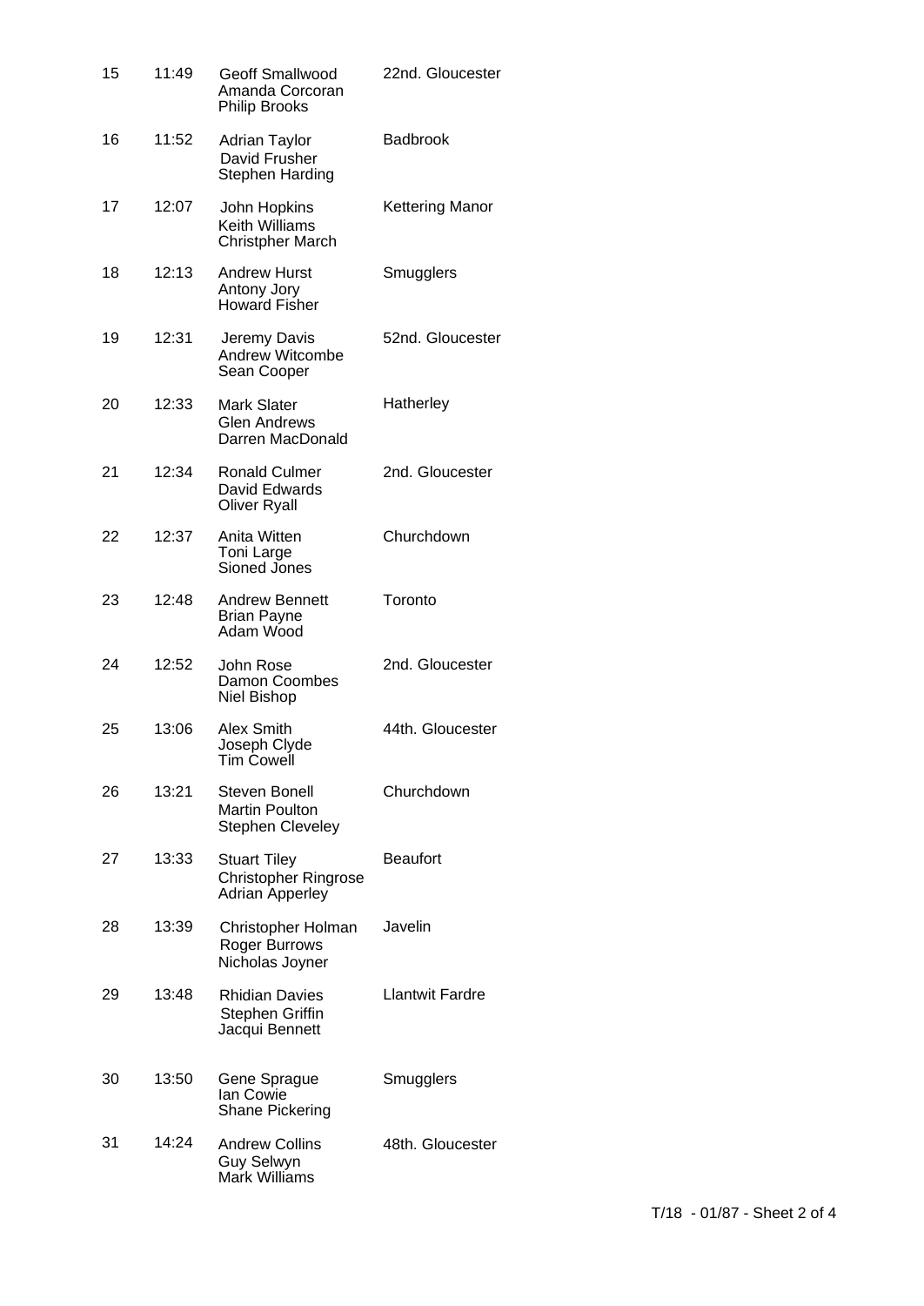| | | | |
|---|---|---|---|
| 15 | 11:49 | Geoff Smallwood<br>Amanda Corcoran<br>Philip Brooks | 22nd. Gloucester |
| 16 | 11:52 | Adrian Taylor<br>David Frusher<br>Stephen Harding | Badbrook |
| 17 | 12:07 | John Hopkins<br>Keith Williams<br>Christpher March | Kettering Manor |
| 18 | 12:13 | Andrew Hurst<br>Antony Jory<br>Howard Fisher | Smugglers |
| 19 | 12:31 | Jeremy Davis<br>Andrew Witcombe<br>Sean Cooper | 52nd. Gloucester |
| 20 | 12:33 | Mark Slater<br>Glen Andrews<br>Darren MacDonald | Hatherley |
| 21 | 12:34 | Ronald Culmer<br>David Edwards<br>Oliver Ryall | 2nd. Gloucester |
| 22 | 12:37 | Anita Witten<br>Toni Large<br>Sioned Jones | Churchdown |
| 23 | 12:48 | Andrew Bennett<br>Brian Payne<br>Adam Wood | Toronto |
| 24 | 12:52 | John Rose<br>Damon Coombes<br>Niel Bishop | 2nd. Gloucester |
| 25 | 13:06 | Alex Smith<br>Joseph Clyde<br>Tim Cowell | 44th. Gloucester |
| 26 | 13:21 | Steven Bonell<br>Martin Poulton<br>Stephen Cleveley | Churchdown |
| 27 | 13:33 | Stuart Tiley<br>Christopher Ringrose<br>Adrian Apperley | Beaufort |
| 28 | 13:39 | Christopher Holman<br>Roger Burrows<br>Nicholas Joyner | Javelin |
| 29 | 13:48 | Rhidian Davies<br>Stephen Griffin<br>Jacqui Bennett | Llantwit Fardre |
| 30 | 13:50 | Gene Sprague<br>Ian Cowie<br>Shane Pickering | Smugglers |
| 31 | 14:24 | Andrew Collins<br>Guy Selwyn<br>Mark Williams | 48th. Gloucester |

T/18 - 01/87 - Sheet 2 of 4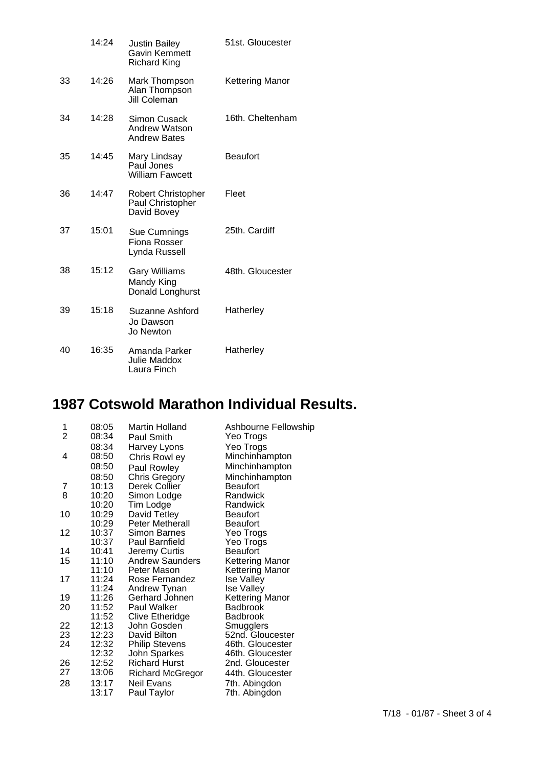| | | | |
|---|---|---|---|
| | 14:24 | Justin Bailey<br>Gavin Kemmett<br>Richard King | 51st. Gloucester |
| 33 | 14:26 | Mark Thompson<br>Alan Thompson<br>Jill Coleman | Kettering Manor |
| 34 | 14:28 | Simon Cusack<br>Andrew Watson<br>Andrew Bates | 16th. Cheltenham |
| 35 | 14:45 | Mary Lindsay<br>Paul Jones<br>William Fawcett | Beaufort |
| 36 | 14:47 | Robert Christopher<br>Paul Christopher<br>David Bovey | Fleet |
| 37 | 15:01 | Sue Cumnings<br>Fiona Rosser<br>Lynda Russell | 25th. Cardiff |
| 38 | 15:12 | Gary Williams<br>Mandy King<br>Donald Longhurst | 48th. Gloucester |
| 39 | 15:18 | Suzanne Ashford<br>Jo Dawson<br>Jo Newton | Hatherley |
| 40 | 16:35 | Amanda Parker<br>Julie Maddox<br>Laura Finch | Hatherley |

# 1987 Cotswold Marathon Individual Results.

| | | | |
|---|---|---|---|
| 1 | 08:05 | Martin Holland | Ashbourne Fellowship |
| 2 | 08:34 | Paul Smith | Yeo Trogs |
| | 08:34 | Harvey Lyons | Yeo Trogs |
| 4 | 08:50 | Chris Rowl ey | Minchinhampton |
| | 08:50 | Paul Rowley | Minchinhampton |
| | 08:50 | Chris Gregory | Minchinhampton |
| 7 | 10:13 | Derek Collier | Beaufort |
| 8 | 10:20 | Simon Lodge | Randwick |
| | 10:20 | Tim Lodge | Randwick |
| 10 | 10:29 | David Tetley | Beaufort |
| | 10:29 | Peter Metherall | Beaufort |
| 12 | 10:37 | Simon Barnes | Yeo Trogs |
| | 10:37 | Paul Barnfield | Yeo Trogs |
| 14 | 10:41 | Jeremy Curtis | Beaufort |
| 15 | 11:10 | Andrew Saunders | Kettering Manor |
| | 11:10 | Peter Mason | Kettering Manor |
| 17 | 11:24 | Rose Fernandez | Ise Valley |
| | 11:24 | Andrew Tynan | Ise Valley |
| 19 | 11:26 | Gerhard Johnen | Kettering Manor |
| 20 | 11:52 | Paul Walker | Badbrook |
| | 11:52 | Clive Etheridge | Badbrook |
| 22 | 12:13 | John Gosden | Smugglers |
| 23 | 12:23 | David Bilton | 52nd. Gloucester |
| 24 | 12:32 | Philip Stevens | 46th. Gloucester |
| | 12:32 | John Sparkes | 46th. Gloucester |
| 26 | 12:52 | Richard Hurst | 2nd. Gloucester |
| 27 | 13:06 | Richard McGregor | 44th. Gloucester |
| 28 | 13:17 | Neil Evans | 7th. Abingdon |
| | 13:17 | Paul Taylor | 7th. Abingdon |

T/18 - 01/87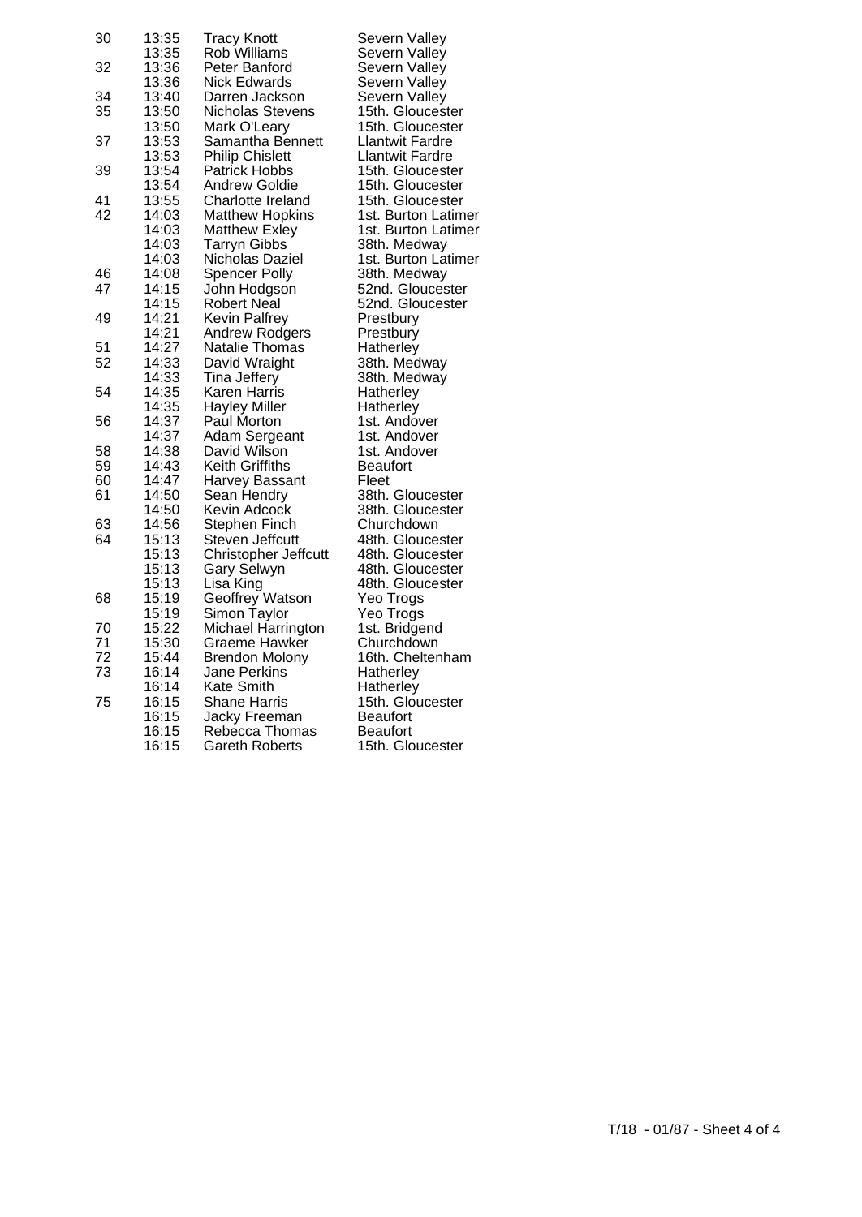| | | | |
|---|---|---|---|
| 30 | 13:35 | Tracy Knott | Severn Valley |
| | 13:35 | Rob Williams | Severn Valley |
| 32 | 13:36 | Peter Banford | Severn Valley |
| | 13:36 | Nick Edwards | Severn Valley |
| 34 | 13:40 | Darren Jackson | Severn Valley |
| 35 | 13:50 | Nicholas Stevens | 15th. Gloucester |
| | 13:50 | Mark O'Leary | 15th. Gloucester |
| 37 | 13:53 | Samantha Bennett | Llantwit Fardre |
| | 13:53 | Philip Chislett | Llantwit Fardre |
| 39 | 13:54 | Patrick Hobbs | 15th. Gloucester |
| | 13:54 | Andrew Goldie | 15th. Gloucester |
| 41 | 13:55 | Charlotte Ireland | 15th. Gloucester |
| 42 | 14:03 | Matthew Hopkins | 1st. Burton Latimer |
| | 14:03 | Matthew Exley | 1st. Burton Latimer |
| | 14:03 | Tarryn Gibbs | 38th. Medway |
| | 14:03 | Nicholas Daziel | 1st. Burton Latimer |
| 46 | 14:08 | Spencer Polly | 38th. Medway |
| 47 | 14:15 | John Hodgson | 52nd. Gloucester |
| | 14:15 | Robert Neal | 52nd. Gloucester |
| 49 | 14:21 | Kevin Palfrey | Prestbury |
| | 14:21 | Andrew Rodgers | Prestbury |
| 51 | 14:27 | Natalie Thomas | Hatherley |
| 52 | 14:33 | David Wraight | 38th. Medway |
| | 14:33 | Tina Jeffery | 38th. Medway |
| 54 | 14:35 | Karen Harris | Hatherley |
| | 14:35 | Hayley Miller | Hatherley |
| 56 | 14:37 | Paul Morton | 1st. Andover |
| | 14:37 | Adam Sergeant | 1st. Andover |
| 58 | 14:38 | David Wilson | 1st. Andover |
| 59 | 14:43 | Keith Griffiths | Beaufort |
| 60 | 14:47 | Harvey Bassant | Fleet |
| 61 | 14:50 | Sean Hendry | 38th. Gloucester |
| | 14:50 | Kevin Adcock | 38th. Gloucester |
| 63 | 14:56 | Stephen Finch | Churchdown |
| 64 | 15:13 | Steven Jeffcutt | 48th. Gloucester |
| | 15:13 | Christopher Jeffcutt | 48th. Gloucester |
| | 15:13 | Gary Selwyn | 48th. Gloucester |
| | 15:13 | Lisa King | 48th. Gloucester |
| 68 | 15:19 | Geoffrey Watson | Yeo Trogs |
| | 15:19 | Simon Taylor | Yeo Trogs |
| 70 | 15:22 | Michael Harrington | 1st. Bridgend |
| 71 | 15:30 | Graeme Hawker | Churchdown |
| 72 | 15:44 | Brendon Molony | 16th. Cheltenham |
| 73 | 16:14 | Jane Perkins | Hatherley |
| | 16:14 | Kate Smith | Hatherley |
| 75 | 16:15 | Shane Harris | 15th. Gloucester |
| | 16:15 | Jacky Freeman | Beaufort |
| | 16:15 | Rebecca Thomas | Beaufort |
| | 16:15 | Gareth Roberts | 15th. Gloucester |

T/18 - 01/87 - Sheet 4 of 4